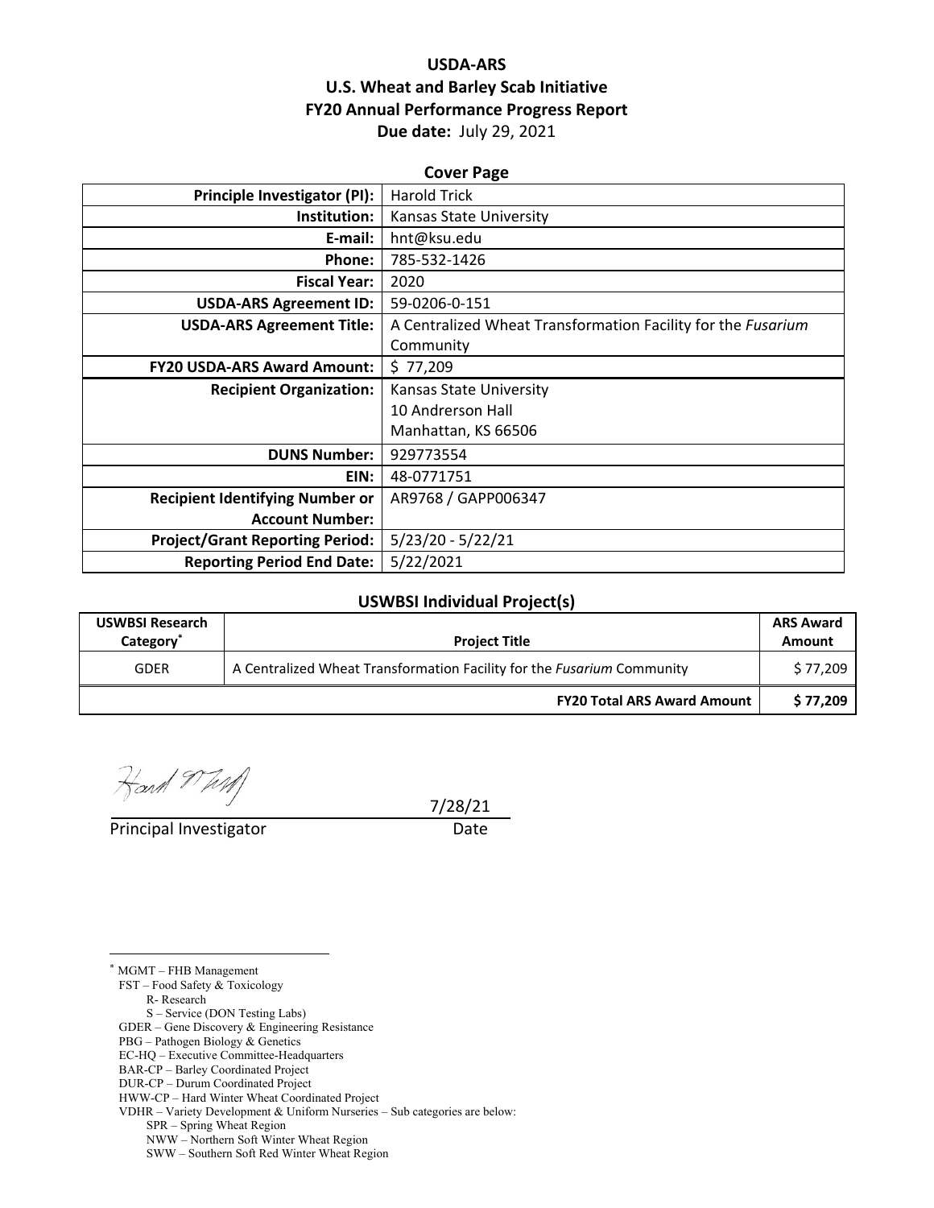**USDA-ARS**
**U.S. Wheat and Barley Scab Initiative**
**FY20 Annual Performance Progress Report**
**Due date:** July 29, 2021

**Cover Page**

| | |
|---|---|
| **Principle Investigator (PI):** | Harold Trick |
| **Institution:** | Kansas State University |
| **E-mail:** | hnt@ksu.edu |
| **Phone:** | 785-532-1426 |
| **Fiscal Year:** | 2020 |
| **USDA-ARS Agreement ID:** | 59-0206-0-151 |
| **USDA-ARS Agreement Title:** | A Centralized Wheat Transformation Facility for the *Fusarium* Community |
| **FY20 USDA-ARS Award Amount:** | $ 77,209 |
| **Recipient Organization:** | Kansas State University<br>10 Andrerson Hall<br>Manhattan, KS 66506 |
| **DUNS Number:** | 929773554 |
| **EIN:** | 48-0771751 |
| **Recipient Identifying Number or Account Number:** | AR9768 / GAPP006347 |
| **Project/Grant Reporting Period:** | 5/23/20 - 5/22/21 |
| **Reporting Period End Date:** | 5/22/2021 |

**USWBSI Individual Project(s)**

| USWBSI Research Category* | Project Title | ARS Award Amount |
|---|---|---|
| GDER | A Centralized Wheat Transformation Facility for the *Fusarium* Community | $ 77,209 |
| | **FY20 Total ARS Award Amount** | **$ 77,209** |

Principal Investigator — Date: 7/28/21

\* MGMT – FHB Management
FST – Food Safety & Toxicology
R- Research
S – Service (DON Testing Labs)
GDER – Gene Discovery & Engineering Resistance
PBG – Pathogen Biology & Genetics
EC-HQ – Executive Committee-Headquarters
BAR-CP – Barley Coordinated Project
DUR-CP – Durum Coordinated Project
HWW-CP – Hard Winter Wheat Coordinated Project
VDHR – Variety Development & Uniform Nurseries – Sub categories are below:
SPR – Spring Wheat Region
NWW – Northern Soft Winter Wheat Region
SWW – Southern Soft Red Winter Wheat Region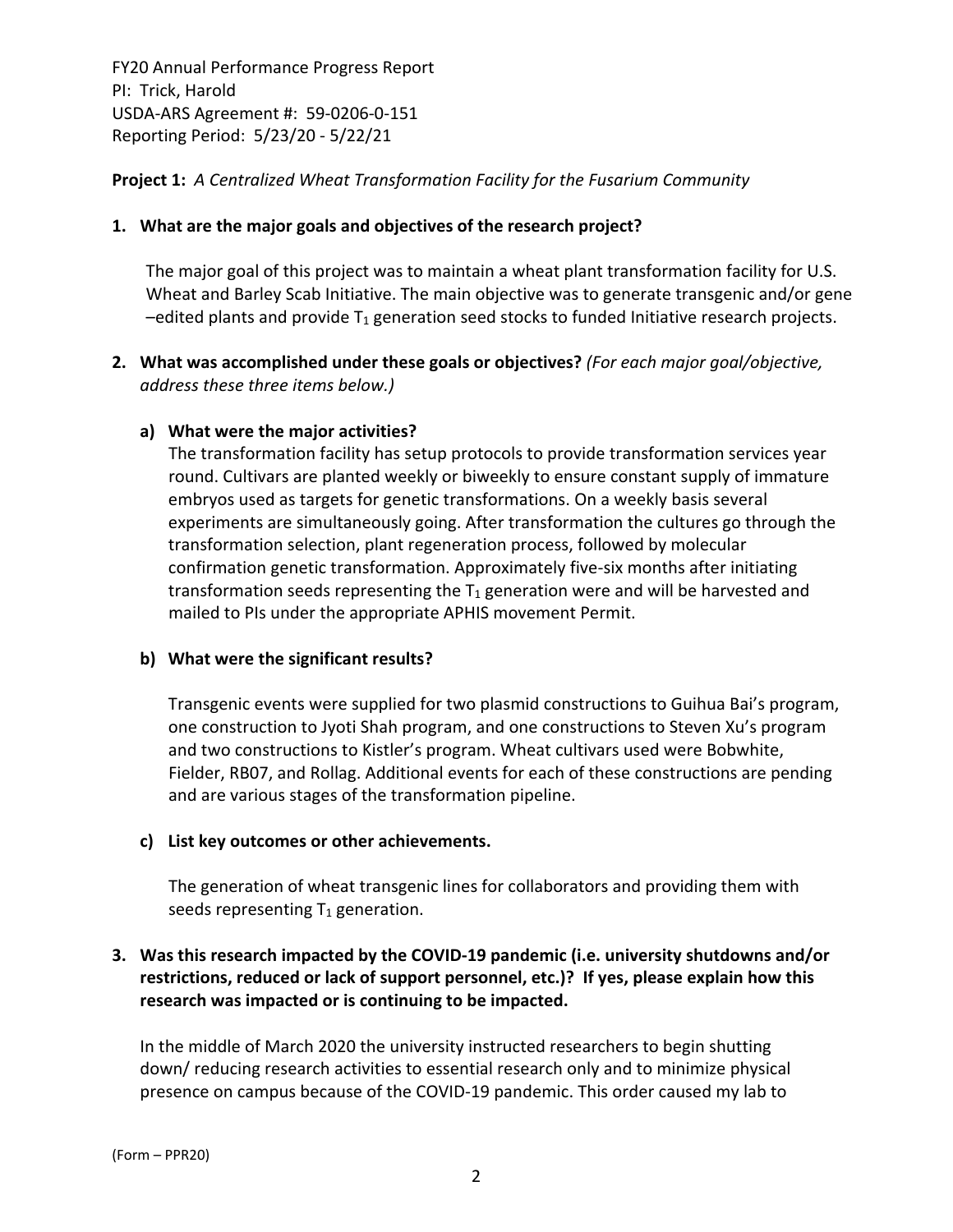FY20 Annual Performance Progress Report
PI: Trick, Harold
USDA-ARS Agreement #: 59-0206-0-151
Reporting Period: 5/23/20 - 5/22/21

**Project 1:** *A Centralized Wheat Transformation Facility for the Fusarium Community*

**1. What are the major goals and objectives of the research project?**

The major goal of this project was to maintain a wheat plant transformation facility for U.S. Wheat and Barley Scab Initiative. The main objective was to generate transgenic and/or gene –edited plants and provide $T_1$ generation seed stocks to funded Initiative research projects.

**2. What was accomplished under these goals or objectives?** *(For each major goal/objective, address these three items below.)*

**a) What were the major activities?**

The transformation facility has setup protocols to provide transformation services year round. Cultivars are planted weekly or biweekly to ensure constant supply of immature embryos used as targets for genetic transformations. On a weekly basis several experiments are simultaneously going. After transformation the cultures go through the transformation selection, plant regeneration process, followed by molecular confirmation genetic transformation. Approximately five-six months after initiating transformation seeds representing the $T_1$ generation were and will be harvested and mailed to PIs under the appropriate APHIS movement Permit.

**b) What were the significant results?**

Transgenic events were supplied for two plasmid constructions to Guihua Bai's program, one construction to Jyoti Shah program, and one constructions to Steven Xu's program and two constructions to Kistler's program. Wheat cultivars used were Bobwhite, Fielder, RB07, and Rollag. Additional events for each of these constructions are pending and are various stages of the transformation pipeline.

**c) List key outcomes or other achievements.**

The generation of wheat transgenic lines for collaborators and providing them with seeds representing $T_1$ generation.

**3. Was this research impacted by the COVID-19 pandemic (i.e. university shutdowns and/or restrictions, reduced or lack of support personnel, etc.)? If yes, please explain how this research was impacted or is continuing to be impacted.**

In the middle of March 2020 the university instructed researchers to begin shutting down/ reducing research activities to essential research only and to minimize physical presence on campus because of the COVID-19 pandemic. This order caused my lab to

(Form – PPR20)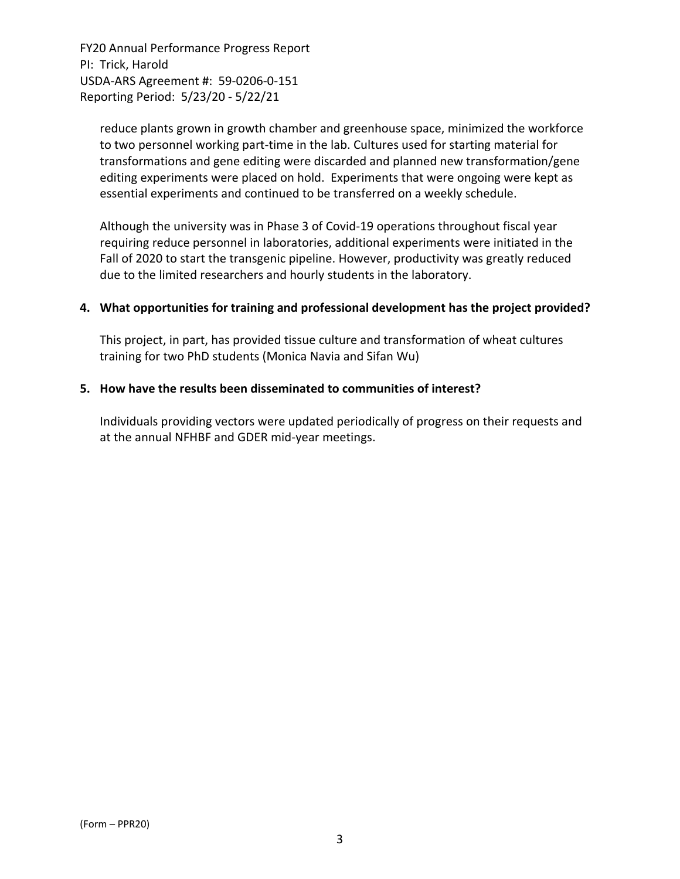reduce plants grown in growth chamber and greenhouse space, minimized the workforce to two personnel working part-time in the lab. Cultures used for starting material for transformations and gene editing were discarded and planned new transformation/gene editing experiments were placed on hold. Experiments that were ongoing were kept as essential experiments and continued to be transferred on a weekly schedule.

Although the university was in Phase 3 of Covid-19 operations throughout fiscal year requiring reduce personnel in laboratories, additional experiments were initiated in the Fall of 2020 to start the transgenic pipeline. However, productivity was greatly reduced due to the limited researchers and hourly students in the laboratory.

**4. What opportunities for training and professional development has the project provided?**

This project, in part, has provided tissue culture and transformation of wheat cultures training for two PhD students (Monica Navia and Sifan Wu)

**5. How have the results been disseminated to communities of interest?**

Individuals providing vectors were updated periodically of progress on their requests and at the annual NFHBF and GDER mid-year meetings.

(Form – PPR20)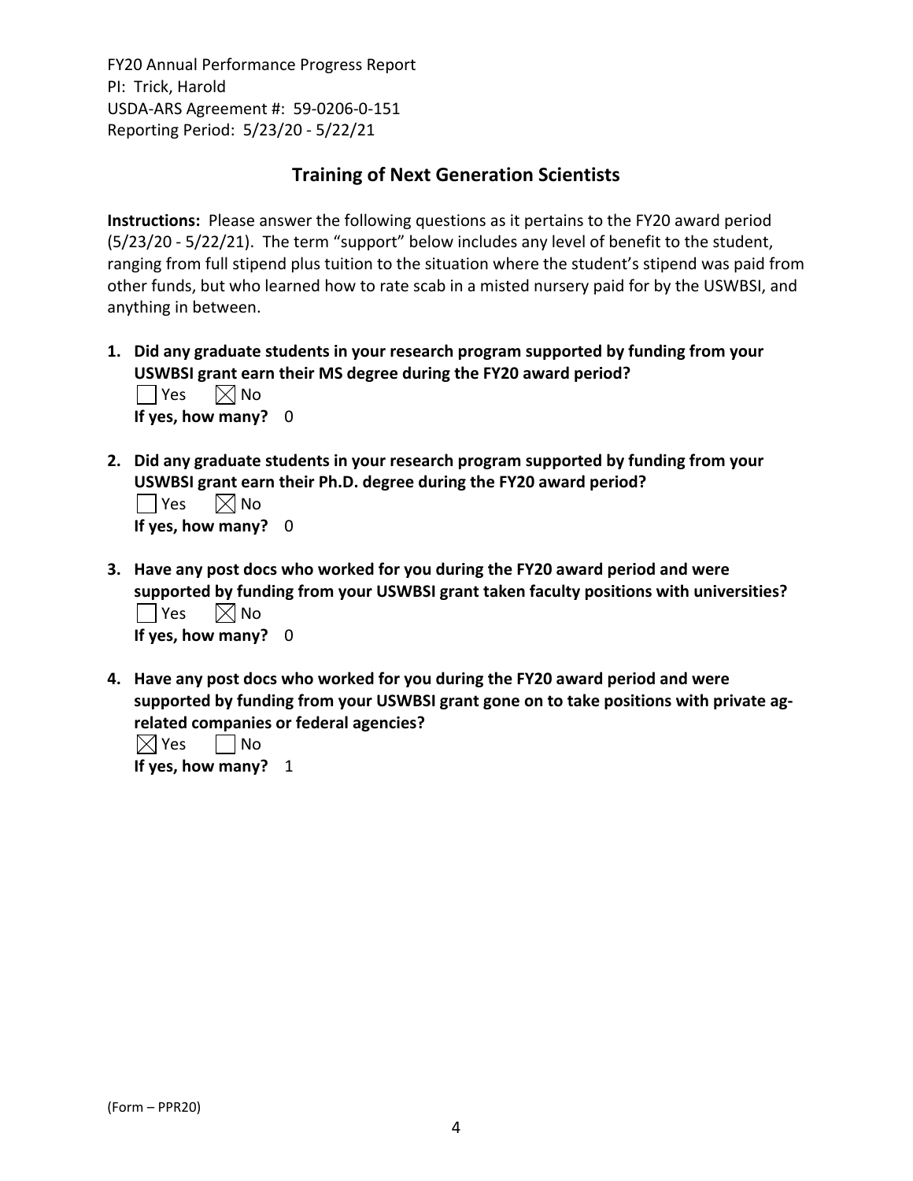FY20 Annual Performance Progress Report
PI: Trick, Harold
USDA-ARS Agreement #: 59-0206-0-151
Reporting Period: 5/23/20 - 5/22/21

## Training of Next Generation Scientists

**Instructions:** Please answer the following questions as it pertains to the FY20 award period (5/23/20 - 5/22/21). The term "support" below includes any level of benefit to the student, ranging from full stipend plus tuition to the situation where the student's stipend was paid from other funds, but who learned how to rate scab in a misted nursery paid for by the USWBSI, and anything in between.

1. **Did any graduate students in your research program supported by funding from your USWBSI grant earn their MS degree during the FY20 award period?**
   ☐ Yes ☒ No
   **If yes, how many?** 0

2. **Did any graduate students in your research program supported by funding from your USWBSI grant earn their Ph.D. degree during the FY20 award period?**
   ☐ Yes ☒ No
   **If yes, how many?** 0

3. **Have any post docs who worked for you during the FY20 award period and were supported by funding from your USWBSI grant taken faculty positions with universities?**
   ☐ Yes ☒ No
   **If yes, how many?** 0

4. **Have any post docs who worked for you during the FY20 award period and were supported by funding from your USWBSI grant gone on to take positions with private ag-related companies or federal agencies?**
   ☒ Yes ☐ No
   **If yes, how many?** 1

(Form – PPR20)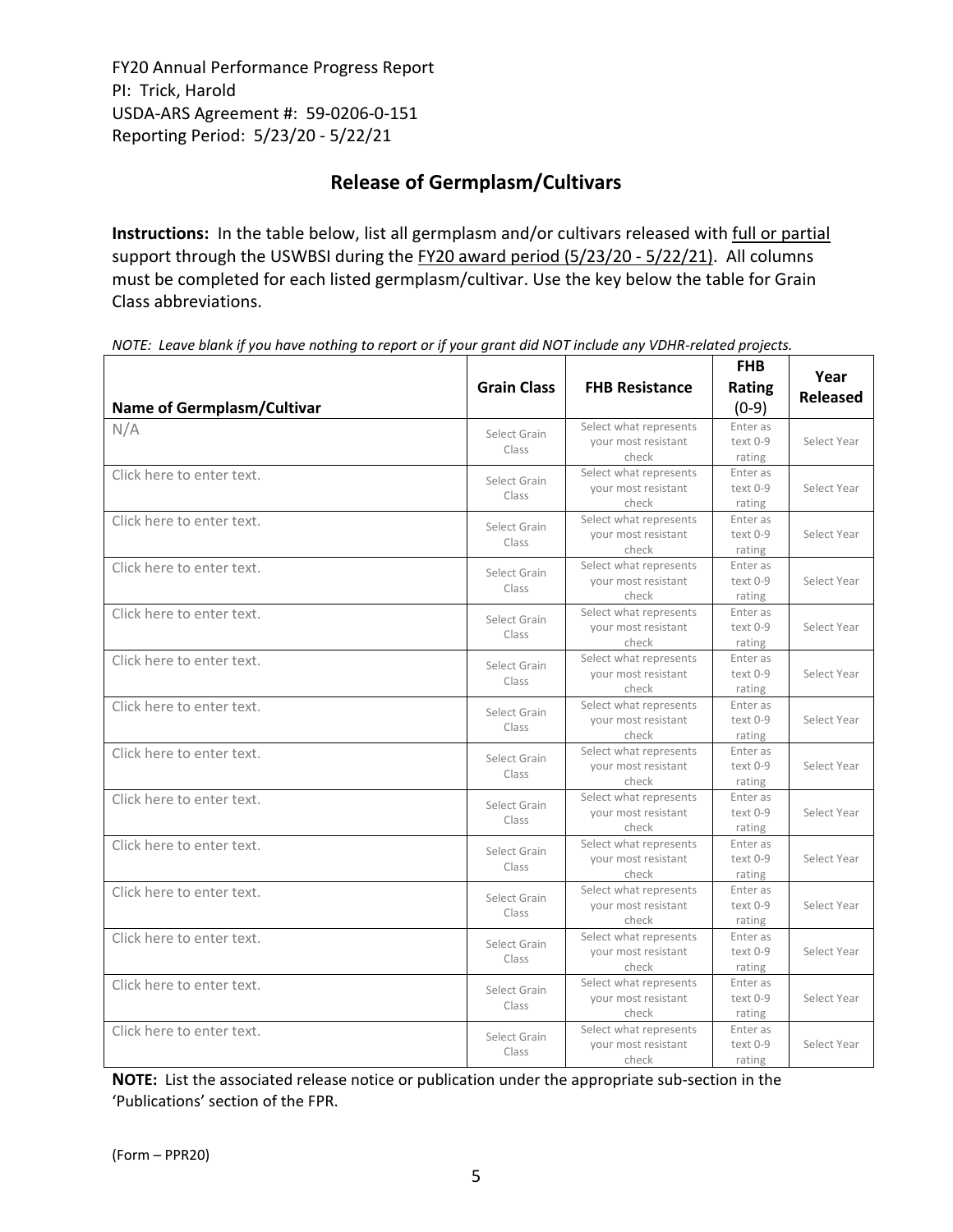FY20 Annual Performance Progress Report
PI: Trick, Harold
USDA-ARS Agreement #: 59-0206-0-151
Reporting Period: 5/23/20 - 5/22/21

## Release of Germplasm/Cultivars

**Instructions:** In the table below, list all germplasm and/or cultivars released with full or partial support through the USWBSI during the FY20 award period (5/23/20 - 5/22/21). All columns must be completed for each listed germplasm/cultivar. Use the key below the table for Grain Class abbreviations.

*NOTE: Leave blank if you have nothing to report or if your grant did NOT include any VDHR-related projects.*

| Name of Germplasm/Cultivar | Grain Class | FHB Resistance | FHB Rating (0-9) | Year Released |
|---|---|---|---|---|
| N/A | Select Grain Class | Select what represents your most resistant check | Enter as text 0-9 rating | Select Year |
| Click here to enter text. | Select Grain Class | Select what represents your most resistant check | Enter as text 0-9 rating | Select Year |
| Click here to enter text. | Select Grain Class | Select what represents your most resistant check | Enter as text 0-9 rating | Select Year |
| Click here to enter text. | Select Grain Class | Select what represents your most resistant check | Enter as text 0-9 rating | Select Year |
| Click here to enter text. | Select Grain Class | Select what represents your most resistant check | Enter as text 0-9 rating | Select Year |
| Click here to enter text. | Select Grain Class | Select what represents your most resistant check | Enter as text 0-9 rating | Select Year |
| Click here to enter text. | Select Grain Class | Select what represents your most resistant check | Enter as text 0-9 rating | Select Year |
| Click here to enter text. | Select Grain Class | Select what represents your most resistant check | Enter as text 0-9 rating | Select Year |
| Click here to enter text. | Select Grain Class | Select what represents your most resistant check | Enter as text 0-9 rating | Select Year |
| Click here to enter text. | Select Grain Class | Select what represents your most resistant check | Enter as text 0-9 rating | Select Year |
| Click here to enter text. | Select Grain Class | Select what represents your most resistant check | Enter as text 0-9 rating | Select Year |
| Click here to enter text. | Select Grain Class | Select what represents your most resistant check | Enter as text 0-9 rating | Select Year |
| Click here to enter text. | Select Grain Class | Select what represents your most resistant check | Enter as text 0-9 rating | Select Year |
| Click here to enter text. | Select Grain Class | Select what represents your most resistant check | Enter as text 0-9 rating | Select Year |

**NOTE:** List the associated release notice or publication under the appropriate sub-section in the 'Publications' section of the FPR.

(Form – PPR20)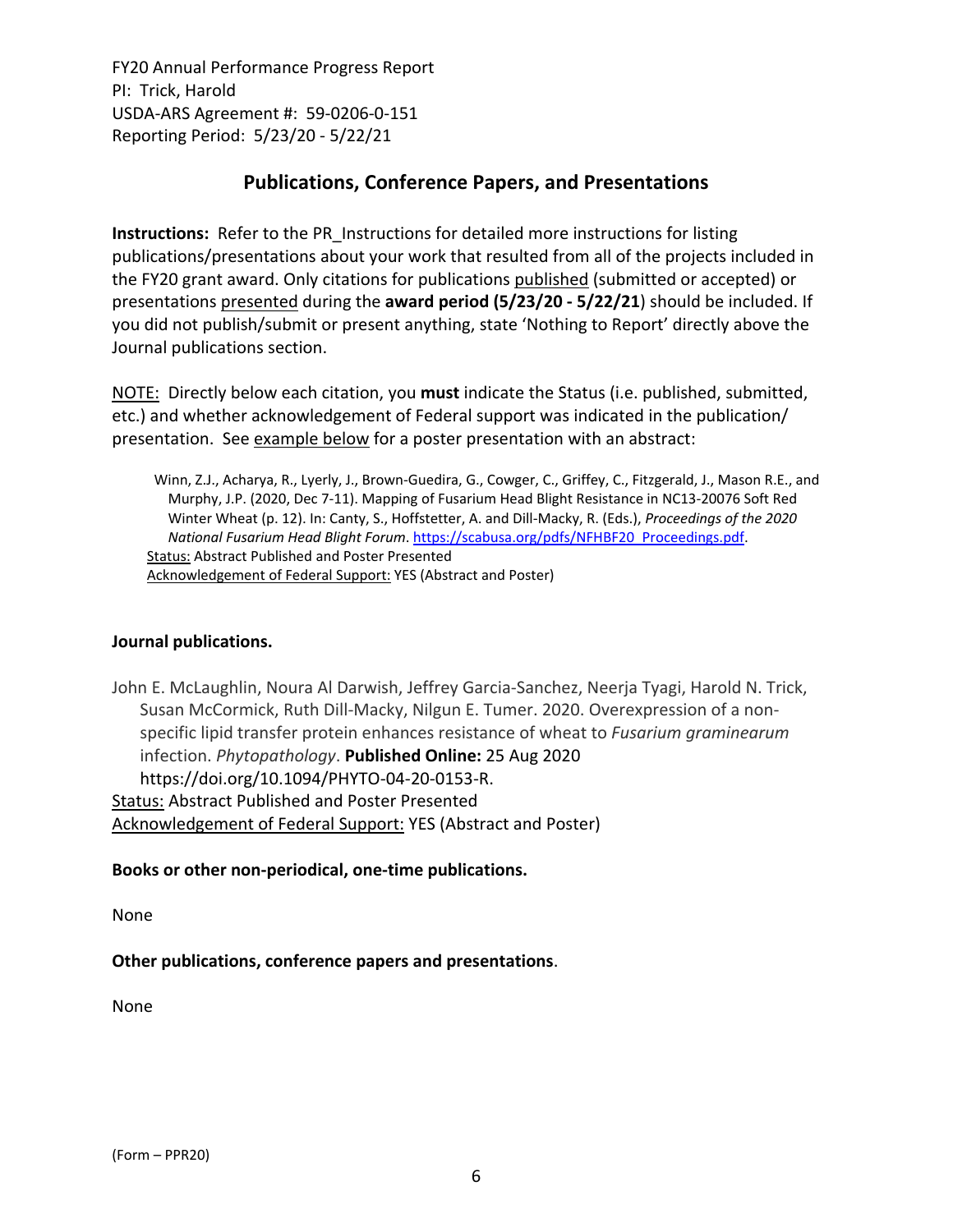FY20 Annual Performance Progress Report
PI: Trick, Harold
USDA-ARS Agreement #: 59-0206-0-151
Reporting Period: 5/23/20 - 5/22/21

## Publications, Conference Papers, and Presentations

**Instructions:** Refer to the PR_Instructions for detailed more instructions for listing publications/presentations about your work that resulted from all of the projects included in the FY20 grant award. Only citations for publications published (submitted or accepted) or presentations presented during the **award period (5/23/20 - 5/22/21)** should be included. If you did not publish/submit or present anything, state 'Nothing to Report' directly above the Journal publications section.

NOTE: Directly below each citation, you **must** indicate the Status (i.e. published, submitted, etc.) and whether acknowledgement of Federal support was indicated in the publication/ presentation. See example below for a poster presentation with an abstract:

> Winn, Z.J., Acharya, R., Lyerly, J., Brown-Guedira, G., Cowger, C., Griffey, C., Fitzgerald, J., Mason R.E., and Murphy, J.P. (2020, Dec 7-11). Mapping of Fusarium Head Blight Resistance in NC13-20076 Soft Red Winter Wheat (p. 12). In: Canty, S., Hoffstetter, A. and Dill-Macky, R. (Eds.), *Proceedings of the 2020 National Fusarium Head Blight Forum*. https://scabusa.org/pdfs/NFHBF20_Proceedings.pdf.
> Status: Abstract Published and Poster Presented
> Acknowledgement of Federal Support: YES (Abstract and Poster)

**Journal publications.**

John E. McLaughlin, Noura Al Darwish, Jeffrey Garcia-Sanchez, Neerja Tyagi, Harold N. Trick, Susan McCormick, Ruth Dill-Macky, Nilgun E. Tumer. 2020. Overexpression of a non-specific lipid transfer protein enhances resistance of wheat to *Fusarium graminearum* infection. *Phytopathology*. **Published Online:** 25 Aug 2020 https://doi.org/10.1094/PHYTO-04-20-0153-R.
Status: Abstract Published and Poster Presented
Acknowledgement of Federal Support: YES (Abstract and Poster)

**Books or other non-periodical, one-time publications.**

None

**Other publications, conference papers and presentations**.

None

(Form – PPR20)